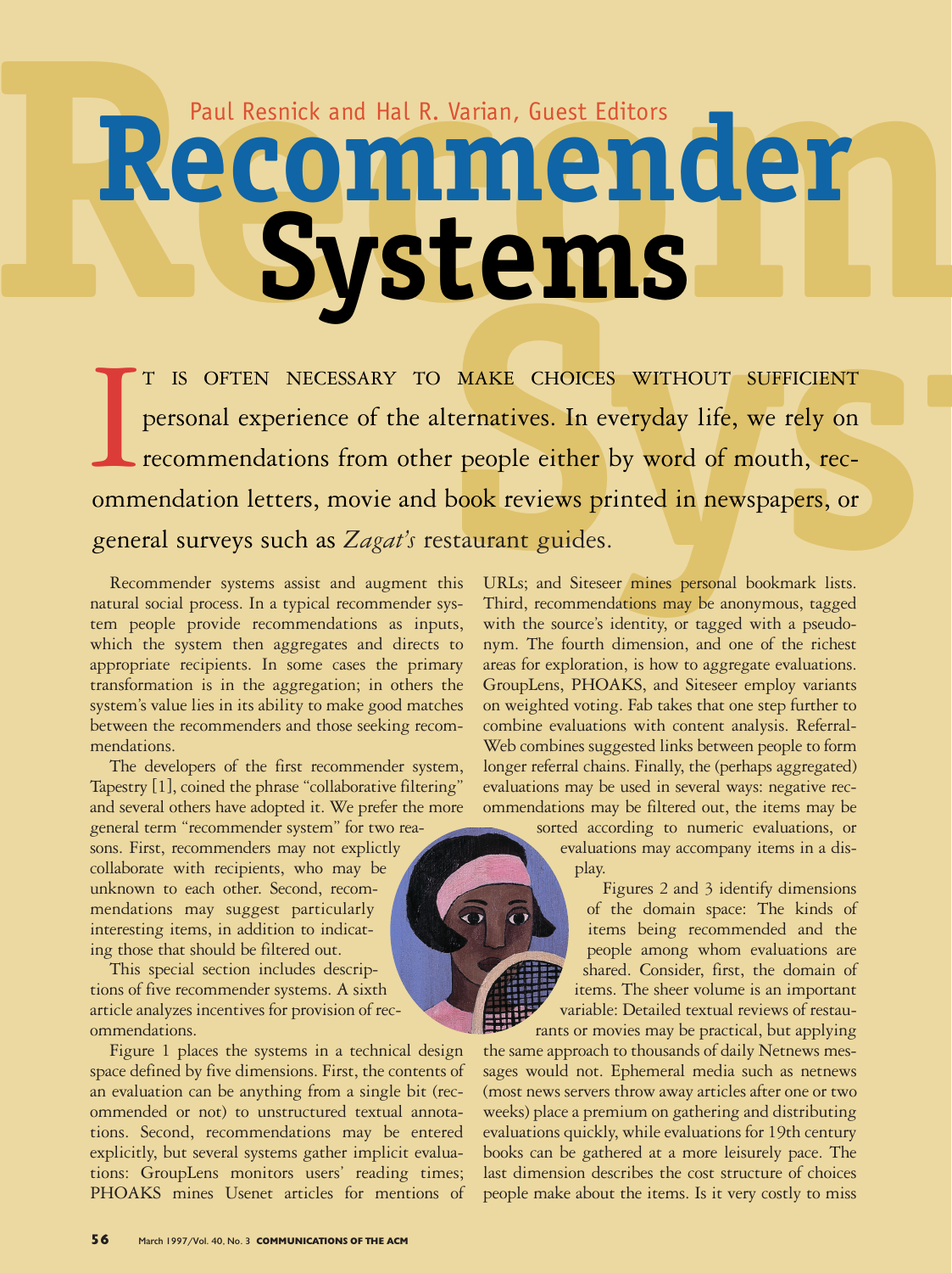Paul Resnick and Hal R. Varian, Guest Editors

# Recommender Systems

IT IS OFTEN NECESSARY TO MAKE CHOICES WITHOUT SUFFICIENT personal experience of the alternatives. In everyday life, we rely on recommendations from other people either by word of mouth, recommendation letters, movie and book reviews printed in newspapers, or general surveys such as *Zagat's* restaurant guides.

Recommender systems assist and augment this natural social process. In a typical recommender system people provide recommendations as inputs, which the system then aggregates and directs to appropriate recipients. In some cases the primary transformation is in the aggregation; in others the system's value lies in its ability to make good matches between the recommenders and those seeking recommendations.

The developers of the first recommender system, Tapestry [1], coined the phrase "collaborative filtering" and several others have adopted it. We prefer the more general term "recommender system" for two reasons. First, recommenders may not explictly collaborate with recipients, who may be unknown to each other. Second, recommendations may suggest particularly interesting items, in addition to indicating those that should be filtered out.

This special section includes descriptions of five recommender systems. A sixth article analyzes incentives for provision of recommendations.

Figure 1 places the systems in a technical design space defined by five dimensions. First, the contents of an evaluation can be anything from a single bit (recommended or not) to unstructured textual annotations. Second, recommendations may be entered explicitly, but several systems gather implicit evaluations: GroupLens monitors users' reading times; PHOAKS mines Usenet articles for mentions of URLs; and Siteseer mines personal bookmark lists. Third, recommendations may be anonymous, tagged with the source's identity, or tagged with a pseudonym. The fourth dimension, and one of the richest areas for exploration, is how to aggregate evaluations. GroupLens, PHOAKS, and Siteseer employ variants on weighted voting. Fab takes that one step further to combine evaluations with content analysis. ReferralWeb combines suggested links between people to form longer referral chains. Finally, the (perhaps aggregated) evaluations may be used in several ways: negative recommendations may be filtered out, the items may be sorted according to numeric evaluations, or evaluations may accompany items in a display.

Figures 2 and 3 identify dimensions of the domain space: The kinds of items being recommended and the people among whom evaluations are shared. Consider, first, the domain of items. The sheer volume is an important variable: Detailed textual reviews of restaurants or movies may be practical, but applying the same approach to thousands of daily Netnews messages would not. Ephemeral media such as netnews (most news servers throw away articles after one or two weeks) place a premium on gathering and distributing evaluations quickly, while evaluations for 19th century books can be gathered at a more leisurely pace. The last dimension describes the cost structure of choices people make about the items. Is it very costly to miss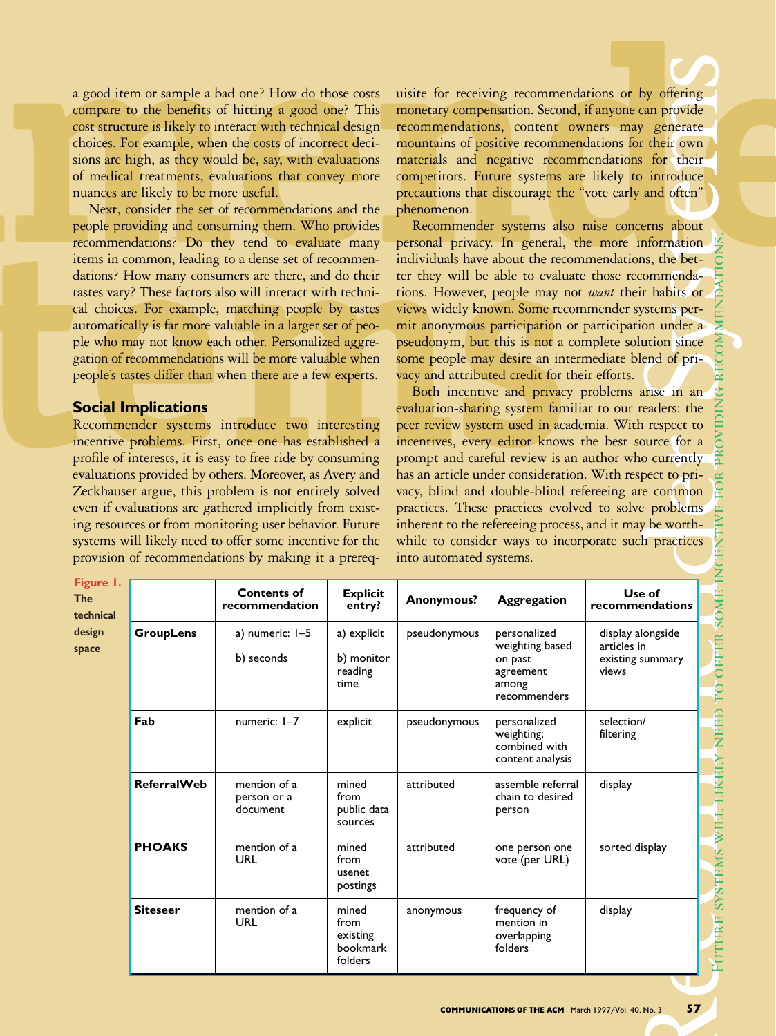a good item or sample a bad one? How do those costs compare to the benefits of hitting a good one? This cost structure is likely to interact with technical design choices. For example, when the costs of incorrect decisions are high, as they would be, say, with evaluations of medical treatments, evaluations that convey more nuances are likely to be more useful.

Next, consider the set of recommendations and the people providing and consuming them. Who provides recommendations? Do they tend to evaluate many items in common, leading to a dense set of recommendations? How many consumers are there, and do their tastes vary? These factors also will interact with technical choices. For example, matching people by tastes automatically is far more valuable in a larger set of people who may not know each other. Personalized aggregation of recommendations will be more valuable when people's tastes differ than when there are a few experts.

## Social Implications

Recommender systems introduce two interesting incentive problems. First, once one has established a profile of interests, it is easy to free ride by consuming evaluations provided by others. Moreover, as Avery and Zeckhauser argue, this problem is not entirely solved even if evaluations are gathered implicitly from existing resources or from monitoring user behavior. Future systems will likely need to offer some incentive for the provision of recommendations by making it a prerequisite for receiving recommendations or by offering monetary compensation. Second, if anyone can provide recommendations, content owners may generate mountains of positive recommendations for their own materials and negative recommendations for their competitors. Future systems are likely to introduce precautions that discourage the "vote early and often" phenomenon.

Recommender systems also raise concerns about personal privacy. In general, the more information individuals have about the recommendations, the better they will be able to evaluate those recommendations. However, people may not *want* their habits or views widely known. Some recommender systems permit anonymous participation or participation under a pseudonym, but this is not a complete solution since some people may desire an intermediate blend of privacy and attributed credit for their efforts.

Both incentive and privacy problems arise in an evaluation-sharing system familiar to our readers: the peer review system used in academia. With respect to incentives, every editor knows the best source for a prompt and careful review is an author who currently has an article under consideration. With respect to privacy, blind and double-blind refereeing are common practices. These practices evolved to solve problems inherent to the refereeing process, and it may be worthwhile to consider ways to incorporate such practices into automated systems.

FUTURE SYSTEMS WILL LIKELY NEED TO OFFER SOME INCENTIVE FOR PROVIDING RECOMMENDATIONS.

**Figure 1. The technical design space**

| | Contents of recommendation | Explicit entry? | Anonymous? | Aggregation | Use of recommendations |
|---|---|---|---|---|---|
| **GroupLens** | a) numeric: 1–5<br>b) seconds | a) explicit<br>b) monitor reading time | pseudonymous | personalized weighting based on past agreement among recommenders | display alongside articles in existing summary views |
| **Fab** | numeric: 1–7 | explicit | pseudonymous | personalized weighting; combined with content analysis | selection/ filtering |
| **ReferralWeb** | mention of a person or a document | mined from public data sources | attributed | assemble referral chain to desired person | display |
| **PHOAKS** | mention of a URL | mined from usenet postings | attributed | one person one vote (per URL) | sorted display |
| **Siteseer** | mention of a URL | mined from existing bookmark folders | anonymous | frequency of mention in overlapping folders | display |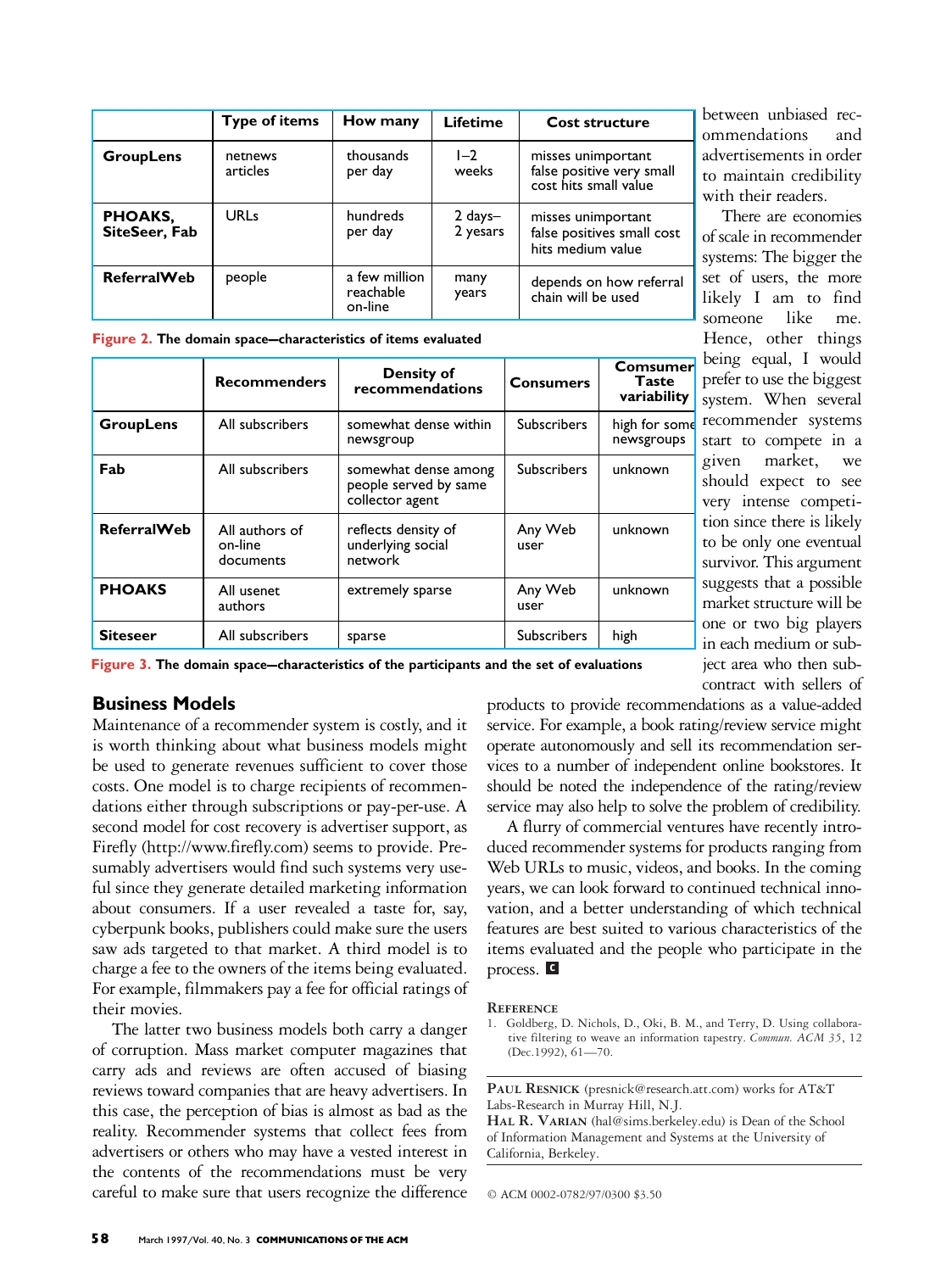| | Type of items | How many | Lifetime | Cost structure |
|---|---|---|---|---|
| **GroupLens** | netnews articles | thousands per day | 1–2 weeks | misses unimportant false positive very small cost hits small value |
| **PHOAKS, SiteSeer, Fab** | URLs | hundreds per day | 2 days– 2 yesars | misses unimportant false positives small cost hits medium value |
| **ReferralWeb** | people | a few million reachable on-line | many years | depends on how referral chain will be used |

**Figure 2. The domain space—characteristics of items evaluated**

| | Recommenders | Density of recommendations | Consumers | Comsumer Taste variability |
|---|---|---|---|---|
| **GroupLens** | All subscribers | somewhat dense within newsgroup | Subscribers | high for some newsgroups |
| **Fab** | All subscribers | somewhat dense among people served by same collector agent | Subscribers | unknown |
| **ReferralWeb** | All authors of on-line documents | reflects density of underlying social network | Any Web user | unknown |
| **PHOAKS** | All usenet authors | extremely sparse | Any Web user | unknown |
| **Siteseer** | All subscribers | sparse | Subscribers | high |

**Figure 3. The domain space—characteristics of the participants and the set of evaluations**

## Business Models

Maintenance of a recommender system is costly, and it is worth thinking about what business models might be used to generate revenues sufficient to cover those costs. One model is to charge recipients of recommendations either through subscriptions or pay-per-use. A second model for cost recovery is advertiser support, as Firefly (http://www.firefly.com) seems to provide. Presumably advertisers would find such systems very useful since they generate detailed marketing information about consumers. If a user revealed a taste for, say, cyberpunk books, publishers could make sure the users saw ads targeted to that market. A third model is to charge a fee to the owners of the items being evaluated. For example, filmmakers pay a fee for official ratings of their movies.

The latter two business models both carry a danger of corruption. Mass market computer magazines that carry ads and reviews are often accused of biasing reviews toward companies that are heavy advertisers. In this case, the perception of bias is almost as bad as the reality. Recommender systems that collect fees from advertisers or others who may have a vested interest in the contents of the recommendations must be very careful to make sure that users recognize the difference between unbiased recommendations and advertisements in order to maintain credibility with their readers.

There are economies of scale in recommender systems: The bigger the set of users, the more likely I am to find someone like me. Hence, other things being equal, I would prefer to use the biggest system. When several recommender systems start to compete in a given market, we should expect to see very intense competition since there is likely to be only one eventual survivor. This argument suggests that a possible market structure will be one or two big players in each medium or subject area who then subcontract with sellers of products to provide recommendations as a value-added service. For example, a book rating/review service might operate autonomously and sell its recommendation services to a number of independent online bookstores. It should be noted the independence of the rating/review service may also help to solve the problem of credibility.

A flurry of commercial ventures have recently introduced recommender systems for products ranging from Web URLs to music, videos, and books. In the coming years, we can look forward to continued technical innovation, and a better understanding of which technical features are best suited to various characteristics of the items evaluated and the people who participate in the process.

### Reference

1. Goldberg, D. Nichols, D., Oki, B. M., and Terry, D. Using collaborative filtering to weave an information tapestry. *Commun. ACM 35*, 12 (Dec.1992), 61—70.

---

**Paul Resnick** (presnick@research.att.com) works for AT&T Labs-Research in Murray Hill, N.J.
**Hal R. Varian** (hal@sims.berkeley.edu) is Dean of the School of Information Management and Systems at the University of California, Berkeley.

---

© ACM 0002-0782/97/0300 $3.50